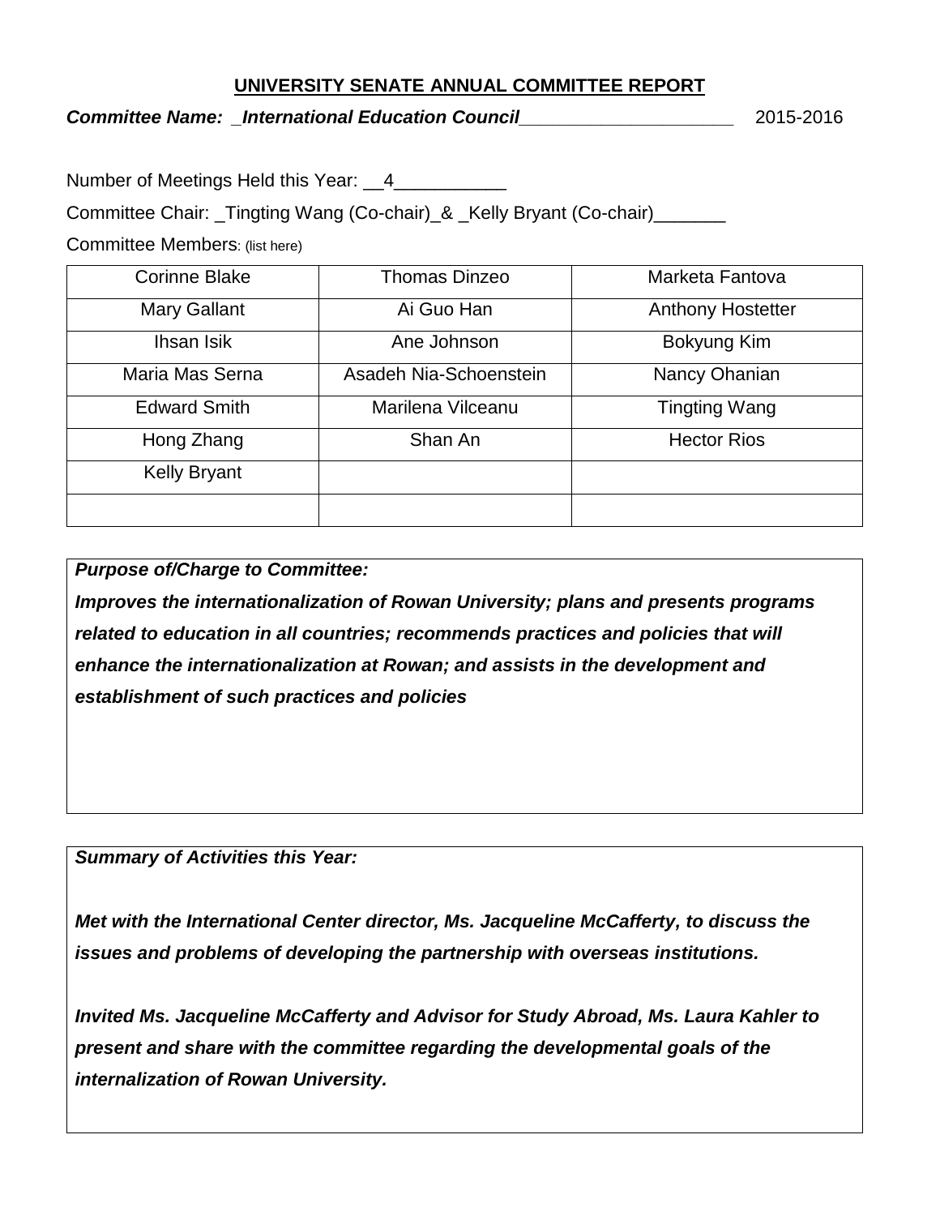**UNIVERSITY SENATE ANNUAL COMMITTEE REPORT**

***Committee Name: _International Education Council_____________________*** 2015-2016

Number of Meetings Held this Year: __4___________

Committee Chair: _Tingting Wang (Co-chair)_& _Kelly Bryant (Co-chair)_______

Committee Members: (list here)

| | | |
|---|---|---|
| Corinne Blake | Thomas Dinzeo | Marketa Fantova |
| Mary Gallant | Ai Guo Han | Anthony Hostetter |
| Ihsan Isik | Ane Johnson | Bokyung Kim |
| Maria Mas Serna | Asadeh Nia-Schoenstein | Nancy Ohanian |
| Edward Smith | Marilena Vilceanu | Tingting Wang |
| Hong Zhang | Shan An | Hector Rios |
| Kelly Bryant | | |
| | | |

***Purpose of/Charge to Committee:***

***Improves the internationalization of Rowan University; plans and presents programs related to education in all countries; recommends practices and policies that will enhance the internationalization at Rowan; and assists in the development and establishment of such practices and policies***

***Summary of Activities this Year:***

***Met with the International Center director, Ms. Jacqueline McCafferty, to discuss the issues and problems of developing the partnership with overseas institutions.***

***Invited Ms. Jacqueline McCafferty and Advisor for Study Abroad, Ms. Laura Kahler to present and share with the committee regarding the developmental goals of the internalization of Rowan University.***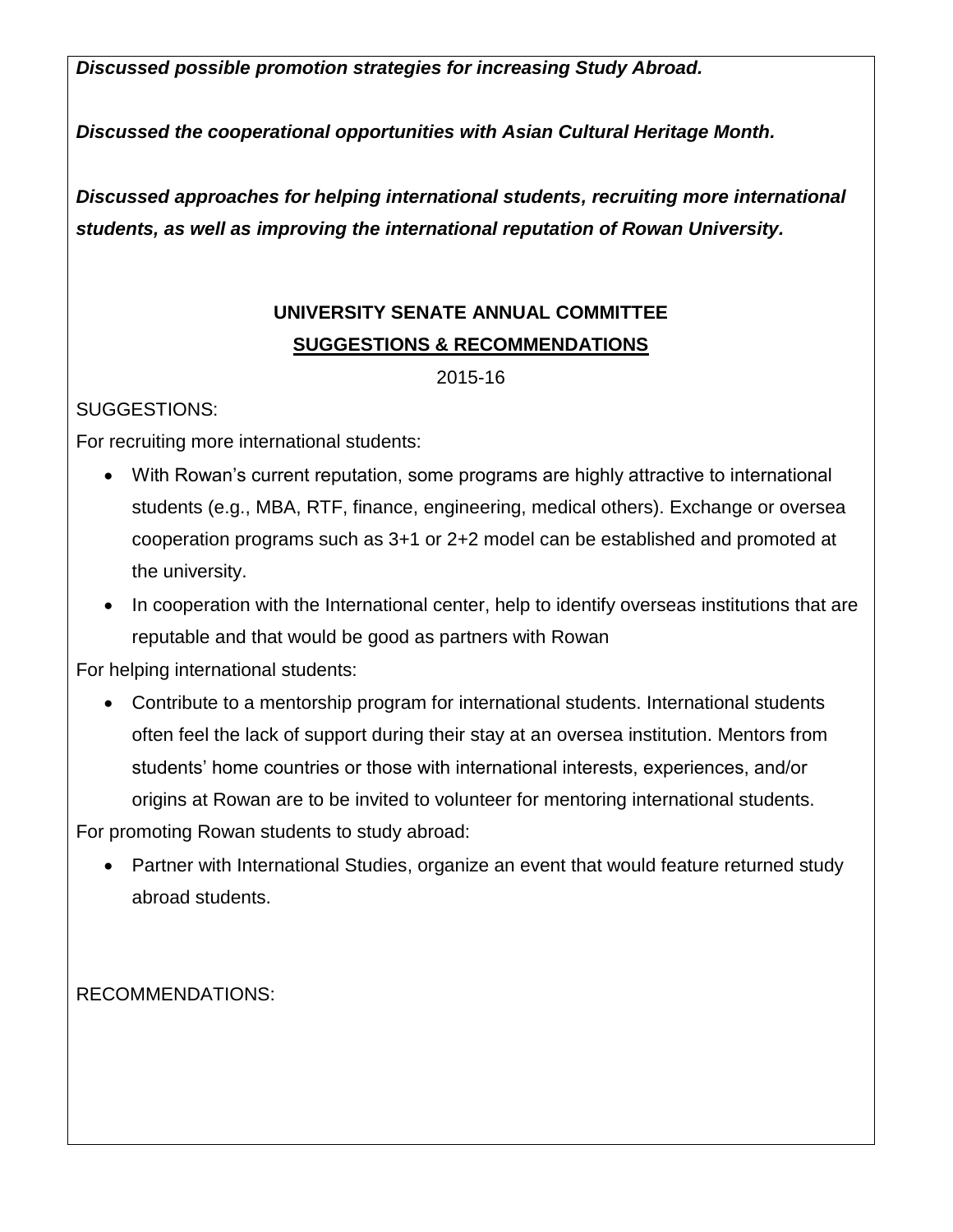***Discussed possible promotion strategies for increasing Study Abroad.***

***Discussed the cooperational opportunities with Asian Cultural Heritage Month.***

***Discussed approaches for helping international students, recruiting more international students, as well as improving the international reputation of Rowan University.***

## UNIVERSITY SENATE ANNUAL COMMITTEE

## SUGGESTIONS & RECOMMENDATIONS

2015-16

SUGGESTIONS:

For recruiting more international students:

- With Rowan's current reputation, some programs are highly attractive to international students (e.g., MBA, RTF, finance, engineering, medical others). Exchange or oversea cooperation programs such as 3+1 or 2+2 model can be established and promoted at the university.
- In cooperation with the International center, help to identify overseas institutions that are reputable and that would be good as partners with Rowan

For helping international students:

- Contribute to a mentorship program for international students. International students often feel the lack of support during their stay at an oversea institution. Mentors from students' home countries or those with international interests, experiences, and/or origins at Rowan are to be invited to volunteer for mentoring international students.

For promoting Rowan students to study abroad:

- Partner with International Studies, organize an event that would feature returned study abroad students.

RECOMMENDATIONS: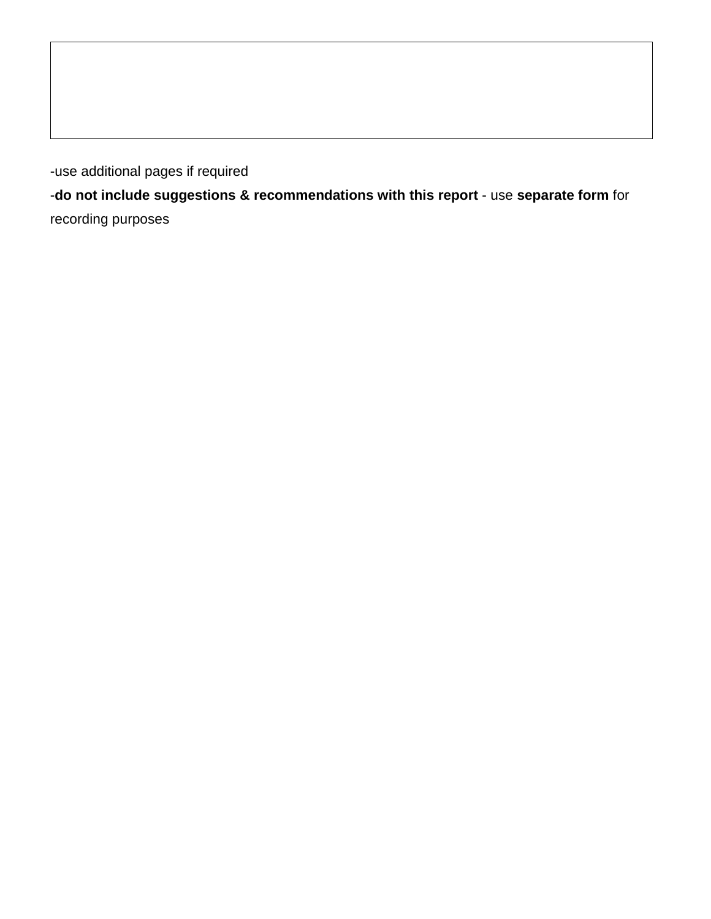| |
|---|
| |

-use additional pages if required

-**do not include suggestions & recommendations with this report** - use **separate form** for recording purposes